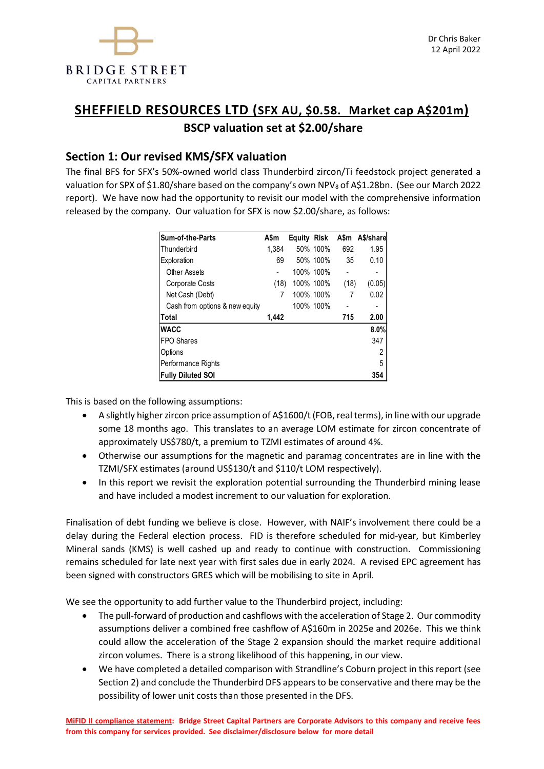BRIDGE STREET
CAPITAL PARTNERS

Dr Chris Baker
12 April 2022

# SHEFFIELD RESOURCES LTD (SFX AU, $0.58. Market cap A$201m)

## BSCP valuation set at $2.00/share

## Section 1: Our revised KMS/SFX valuation

The final BFS for SFX's 50%-owned world class Thunderbird zircon/Ti feedstock project generated a valuation for SPX of $1.80/share based on the company's own $NPV_8$ of A$1.28bn. (See our March 2022 report). We have now had the opportunity to revisit our model with the comprehensive information released by the company. Our valuation for SFX is now $2.00/share, as follows:

| Sum-of-the-Parts | A$m | Equity | Risk | A$m | A$/share |
|---|---|---|---|---|---|
| Thunderbird | 1,384 | 50% | 100% | 692 | 1.95 |
| Exploration | 69 | 50% | 100% | 35 | 0.10 |
| Other Assets | - | 100% | 100% | - | - |
| Corporate Costs | (18) | 100% | 100% | (18) | (0.05) |
| Net Cash (Debt) | 7 | 100% | 100% | 7 | 0.02 |
| Cash from options & new equity | | 100% | 100% | - | - |
| **Total** | **1,442** | | | **715** | **2.00** |
| **WACC** | | | | | **8.0%** |
| FPO Shares | | | | | 347 |
| Options | | | | | 2 |
| Performance Rights | | | | | 5 |
| **Fully Diluted SOI** | | | | | **354** |

This is based on the following assumptions:

- A slightly higher zircon price assumption of A$1600/t (FOB, real terms), in line with our upgrade some 18 months ago. This translates to an average LOM estimate for zircon concentrate of approximately US$780/t, a premium to TZMI estimates of around 4%.
- Otherwise our assumptions for the magnetic and paramag concentrates are in line with the TZMI/SFX estimates (around US$130/t and $110/t LOM respectively).
- In this report we revisit the exploration potential surrounding the Thunderbird mining lease and have included a modest increment to our valuation for exploration.

Finalisation of debt funding we believe is close. However, with NAIF's involvement there could be a delay during the Federal election process. FID is therefore scheduled for mid-year, but Kimberley Mineral sands (KMS) is well cashed up and ready to continue with construction. Commissioning remains scheduled for late next year with first sales due in early 2024. A revised EPC agreement has been signed with constructors GRES which will be mobilising to site in April.

We see the opportunity to add further value to the Thunderbird project, including:

- The pull-forward of production and cashflows with the acceleration of Stage 2. Our commodity assumptions deliver a combined free cashflow of A$160m in 2025e and 2026e. This we think could allow the acceleration of the Stage 2 expansion should the market require additional zircon volumes. There is a strong likelihood of this happening, in our view.
- We have completed a detailed comparison with Strandline's Coburn project in this report (see Section 2) and conclude the Thunderbird DFS appears to be conservative and there may be the possibility of lower unit costs than those presented in the DFS.

**MiFID II compliance statement: Bridge Street Capital Partners are Corporate Advisors to this company and receive fees from this company for services provided. See disclaimer/disclosure below for more detail**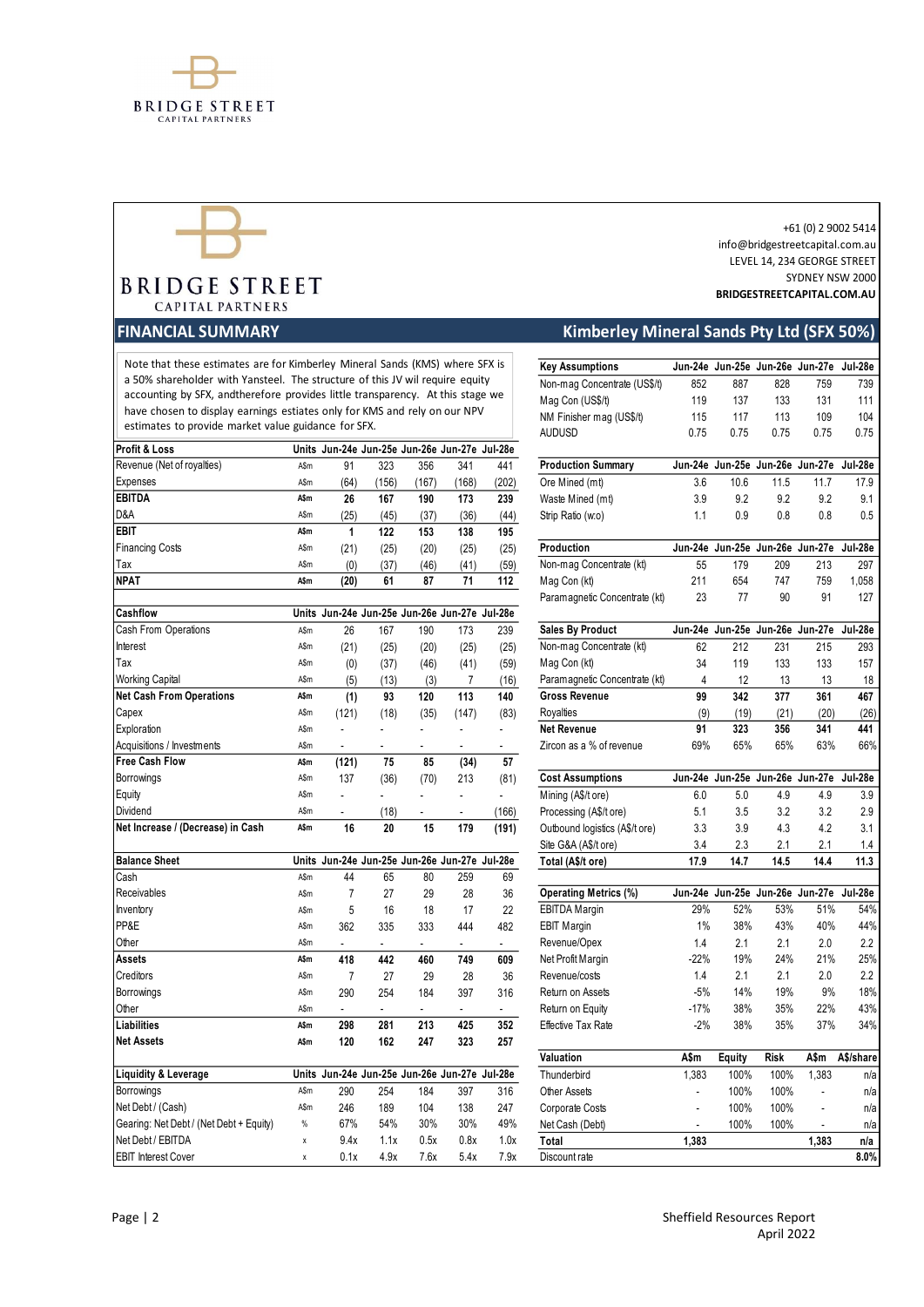BRIDGE STREET
CAPITAL PARTNERS

+61 (0) 2 9002 5414
info@bridgestreetcapital.com.au
LEVEL 14, 234 GEORGE STREET
SYDNEY NSW 2000
**BRIDGESTREETCAPITAL.COM.AU**

## FINANCIAL SUMMARY

## Kimberley Mineral Sands Pty Ltd (SFX 50%)

Note that these estimates are for Kimberley Mineral Sands (KMS) where SFX is a 50% shareholder with Yansteel. The structure of this JV wil require equity accounting by SFX, andtherefore provides little transparency. At this stage we have chosen to display earnings estiates only for KMS and rely on our NPV estimates to provide market value guidance for SFX.

| Profit & Loss | Units | Jun-24e | Jun-25e | Jun-26e | Jun-27e | Jul-28e |
|---|---|---|---|---|---|---|
| Revenue (Net of royalties) | A$m | 91 | 323 | 356 | 341 | 441 |
| Expenses | A$m | (64) | (156) | (167) | (168) | (202) |
| **EBITDA** | **A$m** | **26** | **167** | **190** | **173** | **239** |
| D&A | A$m | (25) | (45) | (37) | (36) | (44) |
| **EBIT** | **A$m** | **1** | **122** | **153** | **138** | **195** |
| Financing Costs | A$m | (21) | (25) | (20) | (25) | (25) |
| Tax | A$m | (0) | (37) | (46) | (41) | (59) |
| **NPAT** | **A$m** | **(20)** | **61** | **87** | **71** | **112** |

| Cashflow | Units | Jun-24e | Jun-25e | Jun-26e | Jun-27e | Jul-28e |
|---|---|---|---|---|---|---|
| Cash From Operations | A$m | 26 | 167 | 190 | 173 | 239 |
| Interest | A$m | (21) | (25) | (20) | (25) | (25) |
| Tax | A$m | (0) | (37) | (46) | (41) | (59) |
| Working Capital | A$m | (5) | (13) | (3) | 7 | (16) |
| **Net Cash From Operations** | **A$m** | **(1)** | **93** | **120** | **113** | **140** |
| Capex | A$m | (121) | (18) | (35) | (147) | (83) |
| Exploration | A$m | - | - | - | - | - |
| Acquisitions / Investments | A$m | - | - | - | - | - |
| **Free Cash Flow** | **A$m** | **(121)** | **75** | **85** | **(34)** | **57** |
| Borrowings | A$m | 137 | (36) | (70) | 213 | (81) |
| Equity | A$m | - | - | - | - | - |
| Dividend | A$m | - | (18) | - | - | (166) |
| **Net Increase / (Decrease) in Cash** | **A$m** | **16** | **20** | **15** | **179** | **(191)** |

| Balance Sheet | Units | Jun-24e | Jun-25e | Jun-26e | Jun-27e | Jul-28e |
|---|---|---|---|---|---|---|
| Cash | A$m | 44 | 65 | 80 | 259 | 69 |
| Receivables | A$m | 7 | 27 | 29 | 28 | 36 |
| Inventory | A$m | 5 | 16 | 18 | 17 | 22 |
| PP&E | A$m | 362 | 335 | 333 | 444 | 482 |
| Other | A$m | - | - | - | - | - |
| **Assets** | **A$m** | **418** | **442** | **460** | **749** | **609** |
| Creditors | A$m | 7 | 27 | 29 | 28 | 36 |
| Borrowings | A$m | 290 | 254 | 184 | 397 | 316 |
| Other | A$m | - | - | - | - | - |
| **Liabilities** | **A$m** | **298** | **281** | **213** | **425** | **352** |
| **Net Assets** | **A$m** | **120** | **162** | **247** | **323** | **257** |

| Liquidity & Leverage | Units | Jun-24e | Jun-25e | Jun-26e | Jun-27e | Jul-28e |
|---|---|---|---|---|---|---|
| Borrowings | A$m | 290 | 254 | 184 | 397 | 316 |
| Net Debt / (Cash) | A$m | 246 | 189 | 104 | 138 | 247 |
| Gearing: Net Debt / (Net Debt + Equity) | % | 67% | 54% | 30% | 30% | 49% |
| Net Debt / EBITDA | x | 9.4x | 1.1x | 0.5x | 0.8x | 1.0x |
| EBIT Interest Cover | x | 0.1x | 4.9x | 7.6x | 5.4x | 7.9x |

| Key Assumptions | Jun-24e | Jun-25e | Jun-26e | Jun-27e | Jul-28e |
|---|---|---|---|---|---|
| Non-mag Concentrate (US$/t) | 852 | 887 | 828 | 759 | 739 |
| Mag Con (US$/t) | 119 | 137 | 133 | 131 | 111 |
| NM Finisher mag (US$/t) | 115 | 117 | 113 | 109 | 104 |
| AUDUSD | 0.75 | 0.75 | 0.75 | 0.75 | 0.75 |

| Production Summary | Jun-24e | Jun-25e | Jun-26e | Jun-27e | Jul-28e |
|---|---|---|---|---|---|
| Ore Mined (mt) | 3.6 | 10.6 | 11.5 | 11.7 | 17.9 |
| Waste Mined (mt) | 3.9 | 9.2 | 9.2 | 9.2 | 9.1 |
| Strip Ratio (w:o) | 1.1 | 0.9 | 0.8 | 0.8 | 0.5 |

| Production | Jun-24e | Jun-25e | Jun-26e | Jun-27e | Jul-28e |
|---|---|---|---|---|---|
| Non-mag Concentrate (kt) | 55 | 179 | 209 | 213 | 297 |
| Mag Con (kt) | 211 | 654 | 747 | 759 | 1,058 |
| Paramagnetic Concentrate (kt) | 23 | 77 | 90 | 91 | 127 |

| Sales By Product | Jun-24e | Jun-25e | Jun-26e | Jun-27e | Jul-28e |
|---|---|---|---|---|---|
| Non-mag Concentrate (kt) | 62 | 212 | 231 | 215 | 293 |
| Mag Con (kt) | 34 | 119 | 133 | 133 | 157 |
| Paramagnetic Concentrate (kt) | 4 | 12 | 13 | 13 | 18 |
| **Gross Revenue** | **99** | **342** | **377** | **361** | **467** |
| Royalties | (9) | (19) | (21) | (20) | (26) |
| **Net Revenue** | **91** | **323** | **356** | **341** | **441** |
| Zircon as a % of revenue | 69% | 65% | 65% | 63% | 66% |

| Cost Assumptions | Jun-24e | Jun-25e | Jun-26e | Jun-27e | Jul-28e |
|---|---|---|---|---|---|
| Mining (A$/t ore) | 6.0 | 5.0 | 4.9 | 4.9 | 3.9 |
| Processing (A$/t ore) | 5.1 | 3.5 | 3.2 | 3.2 | 2.9 |
| Outbound logistics (A$/t ore) | 3.3 | 3.9 | 4.3 | 4.2 | 3.1 |
| Site G&A (A$/t ore) | 3.4 | 2.3 | 2.1 | 2.1 | 1.4 |
| **Total (A$/t ore)** | **17.9** | **14.7** | **14.5** | **14.4** | **11.3** |

| Operating Metrics (%) | Jun-24e | Jun-25e | Jun-26e | Jun-27e | Jul-28e |
|---|---|---|---|---|---|
| EBITDA Margin | 29% | 52% | 53% | 51% | 54% |
| EBIT Margin | 1% | 38% | 43% | 40% | 44% |
| Revenue/Opex | 1.4 | 2.1 | 2.1 | 2.0 | 2.2 |
| Net Profit Margin | -22% | 19% | 24% | 21% | 25% |
| Revenue/costs | 1.4 | 2.1 | 2.1 | 2.0 | 2.2 |
| Return on Assets | -5% | 14% | 19% | 9% | 18% |
| Return on Equity | -17% | 38% | 35% | 22% | 43% |
| Effective Tax Rate | -2% | 38% | 35% | 37% | 34% |

| Valuation | A$m | Equity | Risk | A$m | A$/share |
|---|---|---|---|---|---|
| Thunderbird | 1,383 | 100% | 100% | 1,383 | n/a |
| Other Assets | - | 100% | 100% | - | n/a |
| Corporate Costs | - | 100% | 100% | - | n/a |
| Net Cash (Debt) | - | 100% | 100% | - | n/a |
| **Total** | **1,383** | | | **1,383** | **n/a** |
| Discount rate | | | | | **8.0%** |

Sheffield Resources Report
April 2022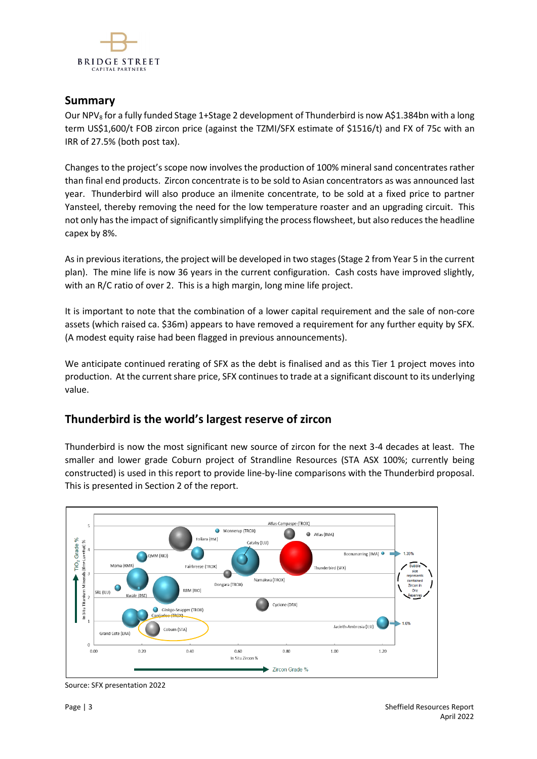## Summary

Our $NPV_8$ for a fully funded Stage 1+Stage 2 development of Thunderbird is now A$1.384bn with a long term US$1,600/t FOB zircon price (against the TZMI/SFX estimate of $1516/t) and FX of 75c with an IRR of 27.5% (both post tax).

Changes to the project's scope now involves the production of 100% mineral sand concentrates rather than final end products. Zircon concentrate is to be sold to Asian concentrators as was announced last year. Thunderbird will also produce an ilmenite concentrate, to be sold at a fixed price to partner Yansteel, thereby removing the need for the low temperature roaster and an upgrading circuit. This not only has the impact of significantly simplifying the process flowsheet, but also reduces the headline capex by 8%.

As in previous iterations, the project will be developed in two stages (Stage 2 from Year 5 in the current plan). The mine life is now 36 years in the current configuration. Cash costs have improved slightly, with an R/C ratio of over 2. This is a high margin, long mine life project.

It is important to note that the combination of a lower capital requirement and the sale of non-core assets (which raised ca. $36m) appears to have removed a requirement for any further equity by SFX. (A modest equity raise had been flagged in previous announcements).

We anticipate continued rerating of SFX as the debt is finalised and as this Tier 1 project moves into production. At the current share price, SFX continues to trade at a significant discount to its underlying value.

## Thunderbird is the world's largest reserve of zircon

Thunderbird is now the most significant new source of zircon for the next 3-4 decades at least. The smaller and lower grade Coburn project of Strandline Resources (STA ASX 100%; currently being constructed) is used in this report to provide line-by-line comparisons with the Thunderbird proposal. This is presented in Section 2 of the report.

Source: SFX presentation 2022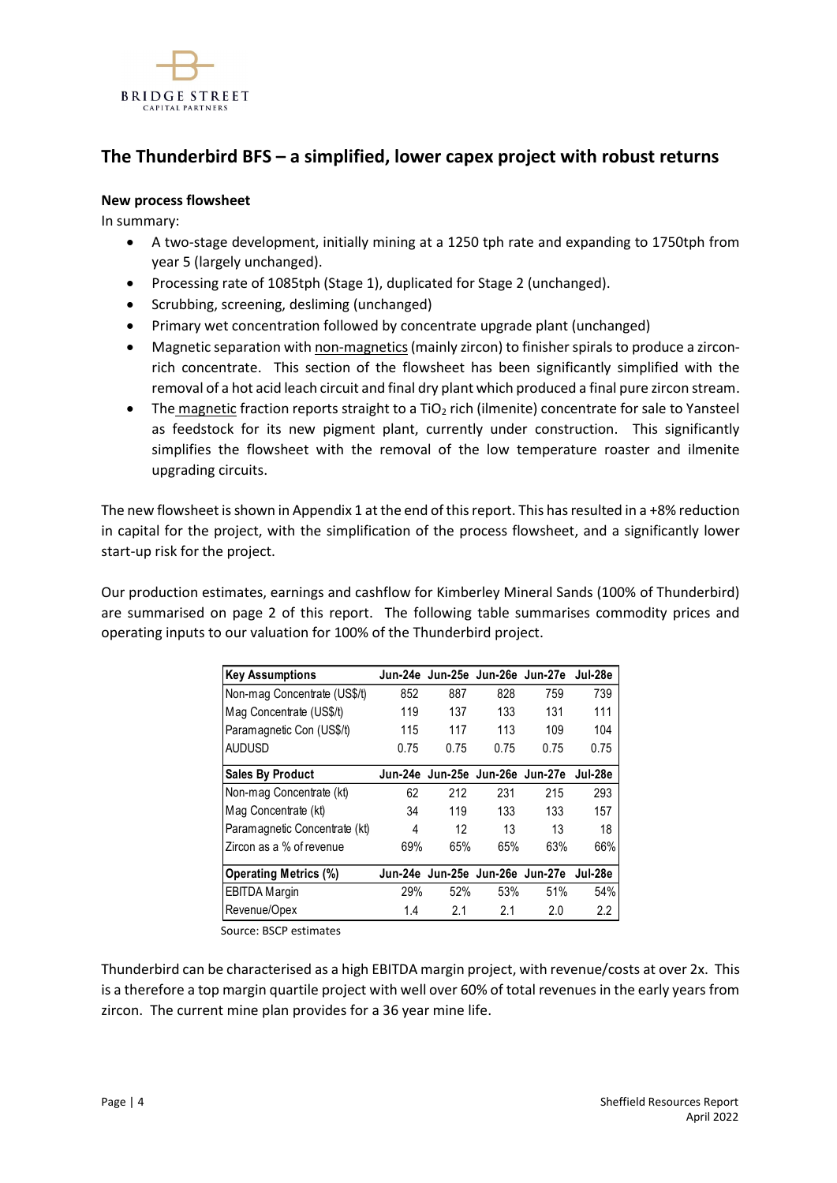## The Thunderbird BFS – a simplified, lower capex project with robust returns

**New process flowsheet**

In summary:

- A two-stage development, initially mining at a 1250 tph rate and expanding to 1750tph from year 5 (largely unchanged).
- Processing rate of 1085tph (Stage 1), duplicated for Stage 2 (unchanged).
- Scrubbing, screening, desliming (unchanged)
- Primary wet concentration followed by concentrate upgrade plant (unchanged)
- Magnetic separation with non-magnetics (mainly zircon) to finisher spirals to produce a zircon-rich concentrate. This section of the flowsheet has been significantly simplified with the removal of a hot acid leach circuit and final dry plant which produced a final pure zircon stream.
- The magnetic fraction reports straight to a $TiO_2$ rich (ilmenite) concentrate for sale to Yansteel as feedstock for its new pigment plant, currently under construction. This significantly simplifies the flowsheet with the removal of the low temperature roaster and ilmenite upgrading circuits.

The new flowsheet is shown in Appendix 1 at the end of this report. This has resulted in a +8% reduction in capital for the project, with the simplification of the process flowsheet, and a significantly lower start-up risk for the project.

Our production estimates, earnings and cashflow for Kimberley Mineral Sands (100% of Thunderbird) are summarised on page 2 of this report. The following table summarises commodity prices and operating inputs to our valuation for 100% of the Thunderbird project.

| **Key Assumptions** | **Jun-24e** | **Jun-25e** | **Jun-26e** | **Jun-27e** | **Jul-28e** |
|---|---|---|---|---|---|
| Non-mag Concentrate (US$/t) | 852 | 887 | 828 | 759 | 739 |
| Mag Concentrate (US$/t) | 119 | 137 | 133 | 131 | 111 |
| Paramagnetic Con (US$/t) | 115 | 117 | 113 | 109 | 104 |
| AUDUSD | 0.75 | 0.75 | 0.75 | 0.75 | 0.75 |
| **Sales By Product** | **Jun-24e** | **Jun-25e** | **Jun-26e** | **Jun-27e** | **Jul-28e** |
| Non-mag Concentrate (kt) | 62 | 212 | 231 | 215 | 293 |
| Mag Concentrate (kt) | 34 | 119 | 133 | 133 | 157 |
| Paramagnetic Concentrate (kt) | 4 | 12 | 13 | 13 | 18 |
| Zircon as a % of revenue | 69% | 65% | 65% | 63% | 66% |
| **Operating Metrics (%)** | **Jun-24e** | **Jun-25e** | **Jun-26e** | **Jun-27e** | **Jul-28e** |
| EBITDA Margin | 29% | 52% | 53% | 51% | 54% |
| Revenue/Opex | 1.4 | 2.1 | 2.1 | 2.0 | 2.2 |

Source: BSCP estimates

Thunderbird can be characterised as a high EBITDA margin project, with revenue/costs at over 2x. This is a therefore a top margin quartile project with well over 60% of total revenues in the early years from zircon. The current mine plan provides for a 36 year mine life.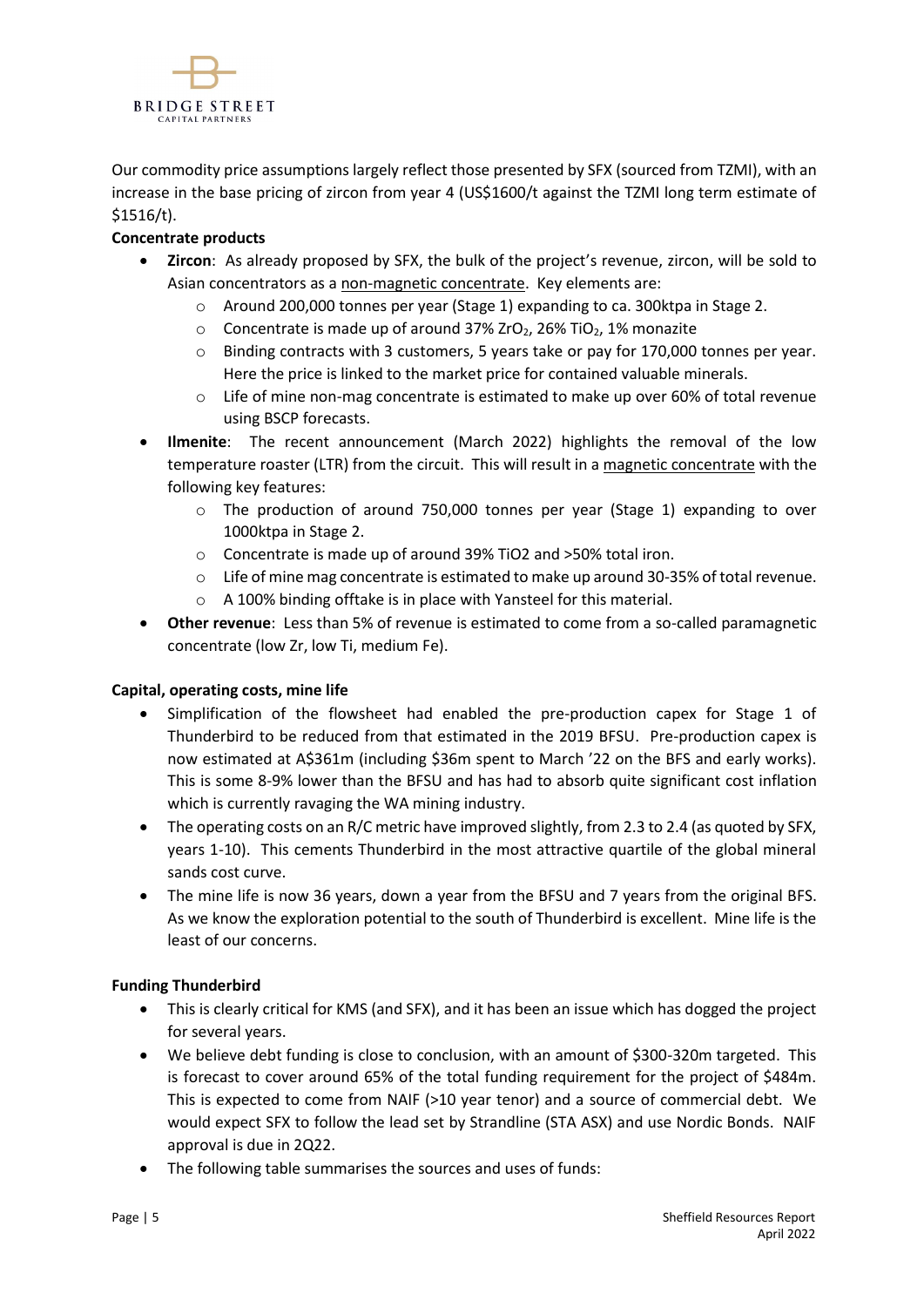Our commodity price assumptions largely reflect those presented by SFX (sourced from TZMI), with an increase in the base pricing of zircon from year 4 (US$1600/t against the TZMI long term estimate of $1516/t).

**Concentrate products**

- **Zircon**: As already proposed by SFX, the bulk of the project's revenue, zircon, will be sold to Asian concentrators as a non-magnetic concentrate. Key elements are:
  - Around 200,000 tonnes per year (Stage 1) expanding to ca. 300ktpa in Stage 2.
  - Concentrate is made up of around 37% $ZrO_2$, 26% $TiO_2$, 1% monazite
  - Binding contracts with 3 customers, 5 years take or pay for 170,000 tonnes per year. Here the price is linked to the market price for contained valuable minerals.
  - Life of mine non-mag concentrate is estimated to make up over 60% of total revenue using BSCP forecasts.
- **Ilmenite**: The recent announcement (March 2022) highlights the removal of the low temperature roaster (LTR) from the circuit. This will result in a magnetic concentrate with the following key features:
  - The production of around 750,000 tonnes per year (Stage 1) expanding to over 1000ktpa in Stage 2.
  - Concentrate is made up of around 39% $TiO_2$ and >50% total iron.
  - Life of mine mag concentrate is estimated to make up around 30-35% of total revenue.
  - A 100% binding offtake is in place with Yansteel for this material.
- **Other revenue**: Less than 5% of revenue is estimated to come from a so-called paramagnetic concentrate (low Zr, low Ti, medium Fe).

**Capital, operating costs, mine life**

- Simplification of the flowsheet had enabled the pre-production capex for Stage 1 of Thunderbird to be reduced from that estimated in the 2019 BFSU. Pre-production capex is now estimated at A$361m (including $36m spent to March '22 on the BFS and early works). This is some 8-9% lower than the BFSU and has had to absorb quite significant cost inflation which is currently ravaging the WA mining industry.
- The operating costs on an R/C metric have improved slightly, from 2.3 to 2.4 (as quoted by SFX, years 1-10). This cements Thunderbird in the most attractive quartile of the global mineral sands cost curve.
- The mine life is now 36 years, down a year from the BFSU and 7 years from the original BFS. As we know the exploration potential to the south of Thunderbird is excellent. Mine life is the least of our concerns.

**Funding Thunderbird**

- This is clearly critical for KMS (and SFX), and it has been an issue which has dogged the project for several years.
- We believe debt funding is close to conclusion, with an amount of $300-320m targeted. This is forecast to cover around 65% of the total funding requirement for the project of $484m. This is expected to come from NAIF (>10 year tenor) and a source of commercial debt. We would expect SFX to follow the lead set by Strandline (STA ASX) and use Nordic Bonds. NAIF approval is due in 2Q22.
- The following table summarises the sources and uses of funds: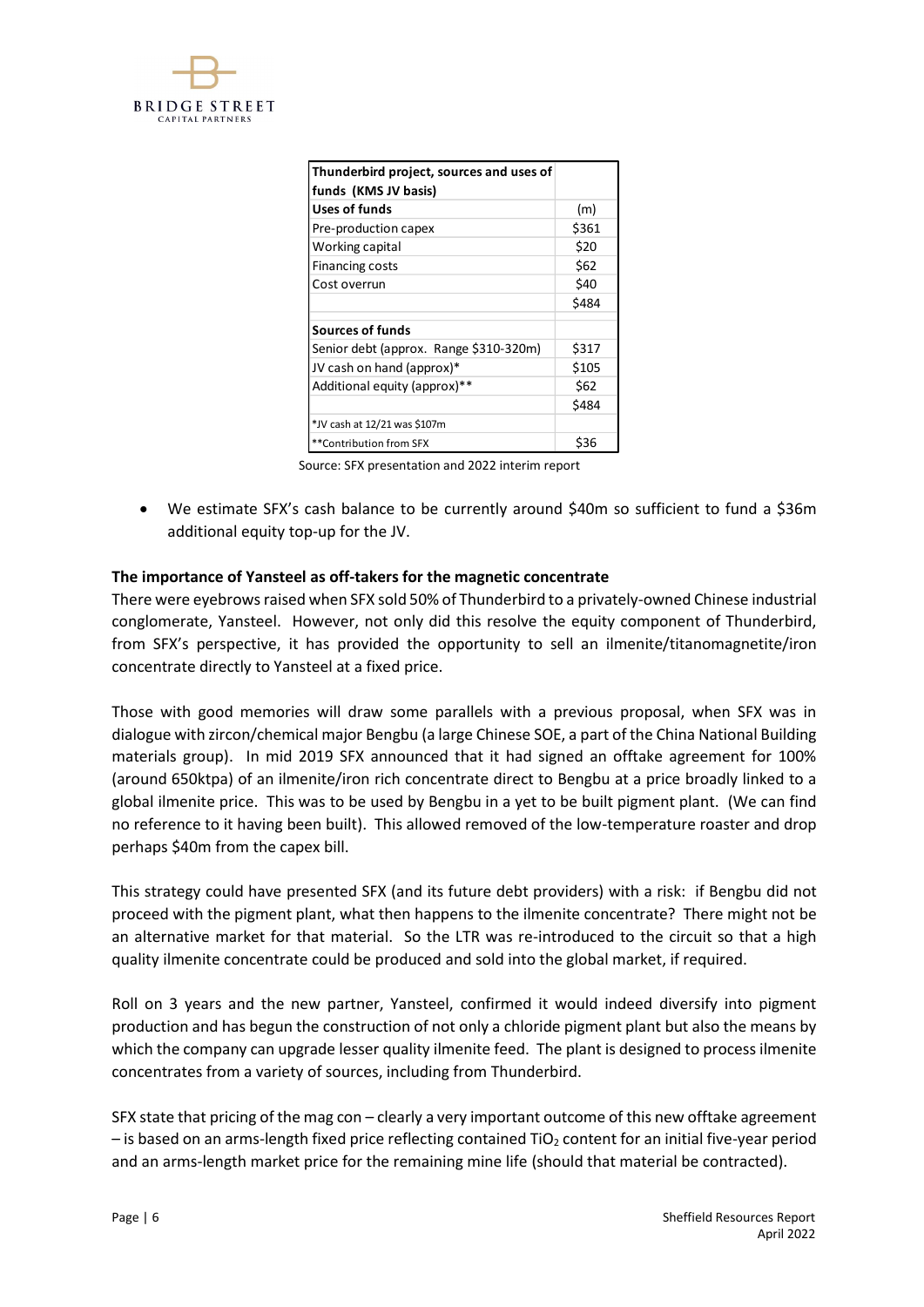| Thunderbird project, sources and uses of funds (KMS JV basis) | |
|---|---|
| **Uses of funds** | (m) |
| Pre-production capex | \$361 |
| Working capital | \$20 |
| Financing costs | \$62 |
| Cost overrun | \$40 |
| | \$484 |
| **Sources of funds** | |
| Senior debt (approx. Range \$310-320m) | \$317 |
| JV cash on hand (approx)* | \$105 |
| Additional equity (approx)** | \$62 |
| | \$484 |
| *JV cash at 12/21 was \$107m | |
| **Contribution from SFX | \$36 |

Source: SFX presentation and 2022 interim report

- We estimate SFX's cash balance to be currently around \$40m so sufficient to fund a \$36m additional equity top-up for the JV.

**The importance of Yansteel as off-takers for the magnetic concentrate**

There were eyebrows raised when SFX sold 50% of Thunderbird to a privately-owned Chinese industrial conglomerate, Yansteel. However, not only did this resolve the equity component of Thunderbird, from SFX's perspective, it has provided the opportunity to sell an ilmenite/titanomagnetite/iron concentrate directly to Yansteel at a fixed price.

Those with good memories will draw some parallels with a previous proposal, when SFX was in dialogue with zircon/chemical major Bengbu (a large Chinese SOE, a part of the China National Building materials group). In mid 2019 SFX announced that it had signed an offtake agreement for 100% (around 650ktpa) of an ilmenite/iron rich concentrate direct to Bengbu at a price broadly linked to a global ilmenite price. This was to be used by Bengbu in a yet to be built pigment plant. (We can find no reference to it having been built). This allowed removed of the low-temperature roaster and drop perhaps \$40m from the capex bill.

This strategy could have presented SFX (and its future debt providers) with a risk: if Bengbu did not proceed with the pigment plant, what then happens to the ilmenite concentrate? There might not be an alternative market for that material. So the LTR was re-introduced to the circuit so that a high quality ilmenite concentrate could be produced and sold into the global market, if required.

Roll on 3 years and the new partner, Yansteel, confirmed it would indeed diversify into pigment production and has begun the construction of not only a chloride pigment plant but also the means by which the company can upgrade lesser quality ilmenite feed. The plant is designed to process ilmenite concentrates from a variety of sources, including from Thunderbird.

SFX state that pricing of the mag con – clearly a very important outcome of this new offtake agreement – is based on an arms-length fixed price reflecting contained $TiO_2$ content for an initial five-year period and an arms-length market price for the remaining mine life (should that material be contracted).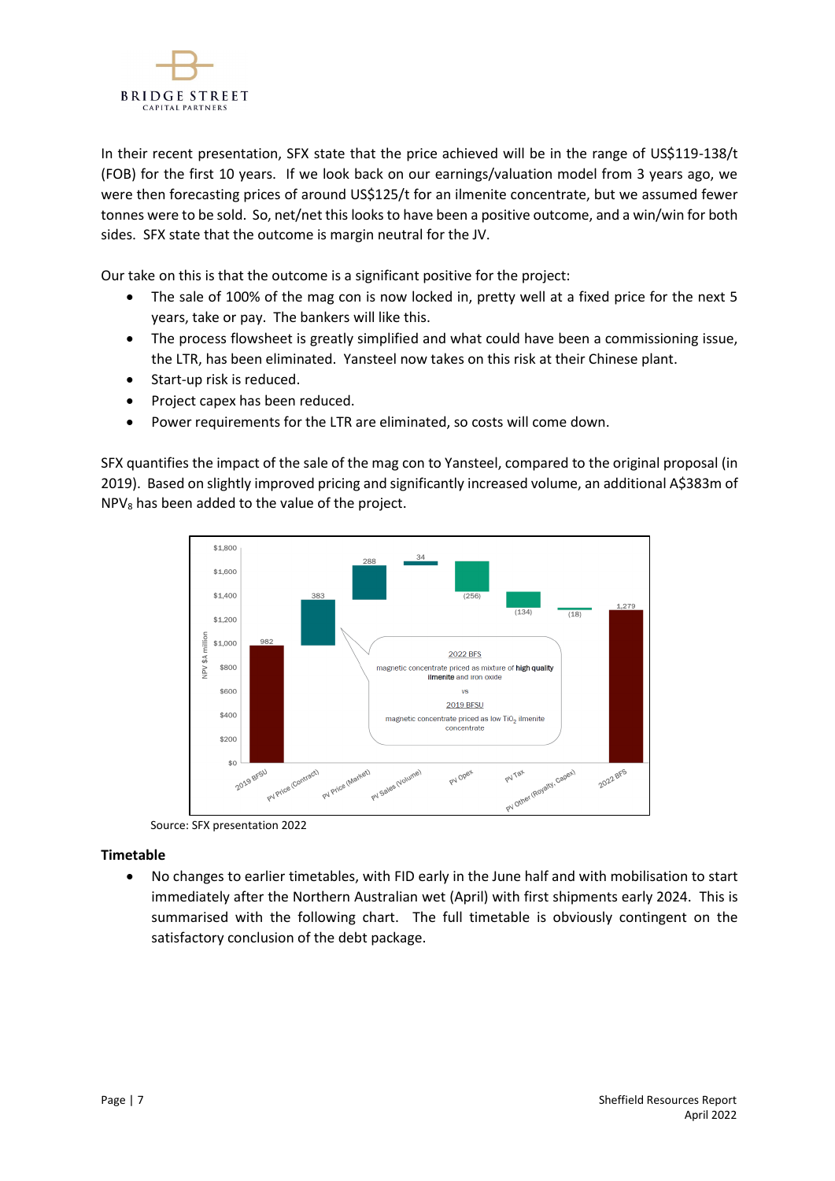In their recent presentation, SFX state that the price achieved will be in the range of US$119-138/t (FOB) for the first 10 years. If we look back on our earnings/valuation model from 3 years ago, we were then forecasting prices of around US$125/t for an ilmenite concentrate, but we assumed fewer tonnes were to be sold. So, net/net this looks to have been a positive outcome, and a win/win for both sides. SFX state that the outcome is margin neutral for the JV.

Our take on this is that the outcome is a significant positive for the project:

- The sale of 100% of the mag con is now locked in, pretty well at a fixed price for the next 5 years, take or pay. The bankers will like this.
- The process flowsheet is greatly simplified and what could have been a commissioning issue, the LTR, has been eliminated. Yansteel now takes on this risk at their Chinese plant.
- Start-up risk is reduced.
- Project capex has been reduced.
- Power requirements for the LTR are eliminated, so costs will come down.

SFX quantifies the impact of the sale of the mag con to Yansteel, compared to the original proposal (in 2019). Based on slightly improved pricing and significantly increased volume, an additional A$383m of $NPV_8$ has been added to the value of the project.

Source: SFX presentation 2022

**Timetable**

- No changes to earlier timetables, with FID early in the June half and with mobilisation to start immediately after the Northern Australian wet (April) with first shipments early 2024. This is summarised with the following chart. The full timetable is obviously contingent on the satisfactory conclusion of the debt package.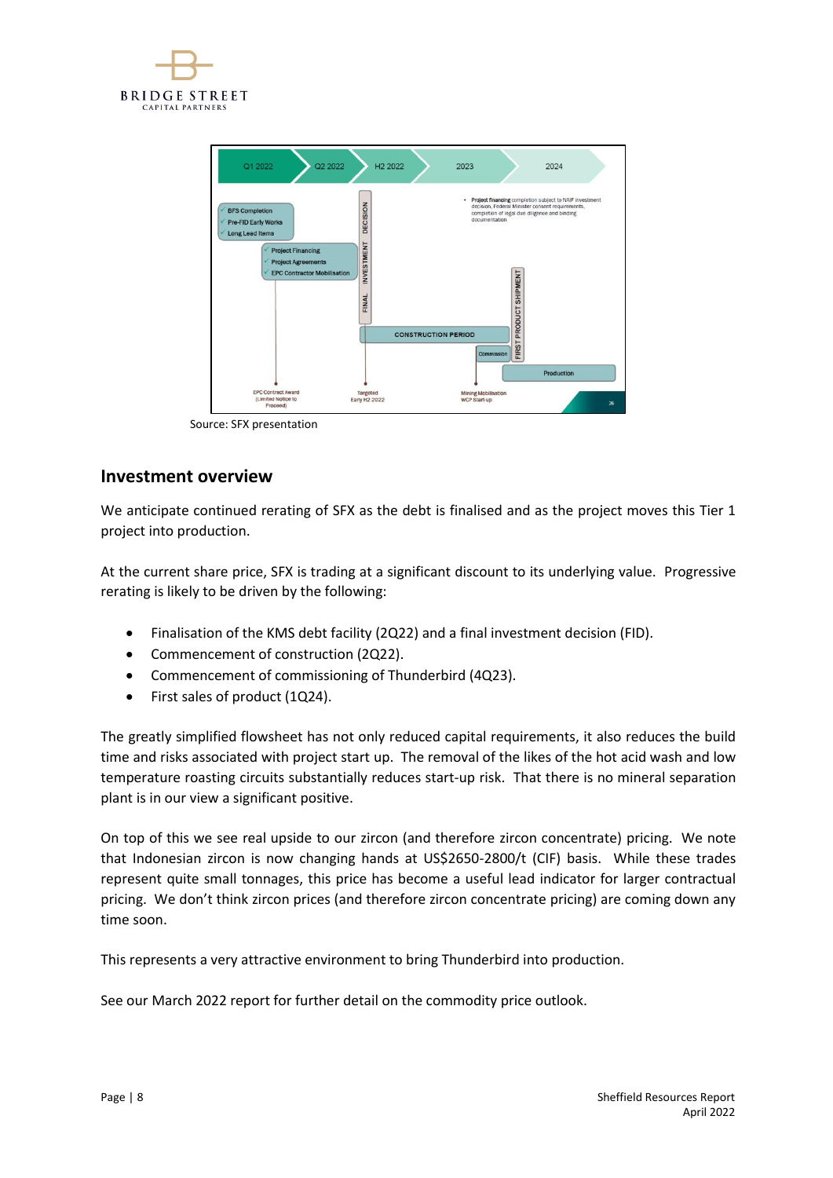Source: SFX presentation

## Investment overview

We anticipate continued rerating of SFX as the debt is finalised and as the project moves this Tier 1 project into production.

At the current share price, SFX is trading at a significant discount to its underlying value. Progressive rerating is likely to be driven by the following:

- Finalisation of the KMS debt facility (2Q22) and a final investment decision (FID).
- Commencement of construction (2Q22).
- Commencement of commissioning of Thunderbird (4Q23).
- First sales of product (1Q24).

The greatly simplified flowsheet has not only reduced capital requirements, it also reduces the build time and risks associated with project start up. The removal of the likes of the hot acid wash and low temperature roasting circuits substantially reduces start-up risk. That there is no mineral separation plant is in our view a significant positive.

On top of this we see real upside to our zircon (and therefore zircon concentrate) pricing. We note that Indonesian zircon is now changing hands at US$2650-2800/t (CIF) basis. While these trades represent quite small tonnages, this price has become a useful lead indicator for larger contractual pricing. We don't think zircon prices (and therefore zircon concentrate pricing) are coming down any time soon.

This represents a very attractive environment to bring Thunderbird into production.

See our March 2022 report for further detail on the commodity price outlook.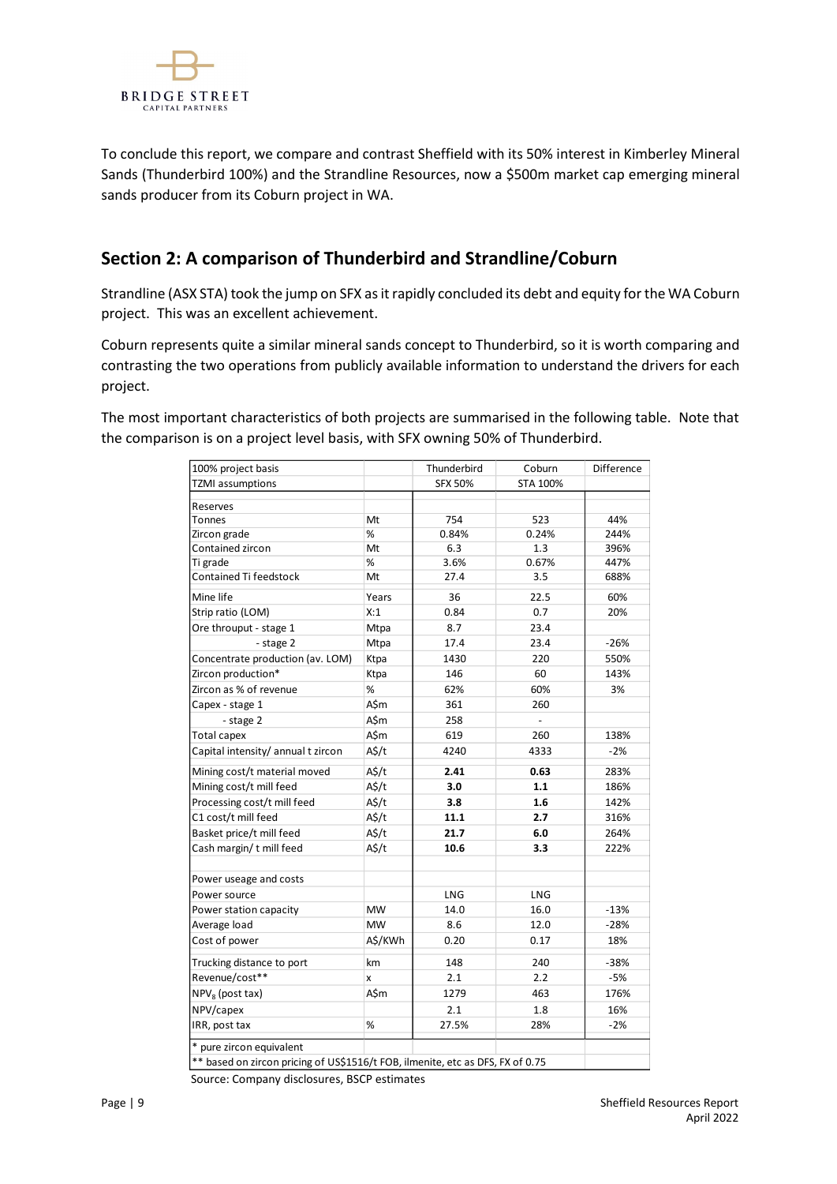To conclude this report, we compare and contrast Sheffield with its 50% interest in Kimberley Mineral Sands (Thunderbird 100%) and the Strandline Resources, now a $500m market cap emerging mineral sands producer from its Coburn project in WA.

## Section 2: A comparison of Thunderbird and Strandline/Coburn

Strandline (ASX STA) took the jump on SFX as it rapidly concluded its debt and equity for the WA Coburn project. This was an excellent achievement.

Coburn represents quite a similar mineral sands concept to Thunderbird, so it is worth comparing and contrasting the two operations from publicly available information to understand the drivers for each project.

The most important characteristics of both projects are summarised in the following table. Note that the comparison is on a project level basis, with SFX owning 50% of Thunderbird.

| 100% project basis | | Thunderbird | Coburn | Difference |
|---|---|---|---|---|
| TZMI assumptions | | SFX 50% | STA 100% | |
| Reserves | | | | |
| Tonnes | Mt | 754 | 523 | 44% |
| Zircon grade | % | 0.84% | 0.24% | 244% |
| Contained zircon | Mt | 6.3 | 1.3 | 396% |
| Ti grade | % | 3.6% | 0.67% | 447% |
| Contained Ti feedstock | Mt | 27.4 | 3.5 | 688% |
| Mine life | Years | 36 | 22.5 | 60% |
| Strip ratio (LOM) | X:1 | 0.84 | 0.7 | 20% |
| Ore throuput - stage 1 | Mtpa | 8.7 | 23.4 | |
| - stage 2 | Mtpa | 17.4 | 23.4 | -26% |
| Concentrate production (av. LOM) | Ktpa | 1430 | 220 | 550% |
| Zircon production* | Ktpa | 146 | 60 | 143% |
| Zircon as % of revenue | % | 62% | 60% | 3% |
| Capex - stage 1 | A$m | 361 | 260 | |
| - stage 2 | A$m | 258 | - | |
| Total capex | A$m | 619 | 260 | 138% |
| Capital intensity/ annual t zircon | A$/t | 4240 | 4333 | -2% |
| Mining cost/t material moved | A$/t | **2.41** | **0.63** | 283% |
| Mining cost/t mill feed | A$/t | **3.0** | **1.1** | 186% |
| Processing cost/t mill feed | A$/t | **3.8** | **1.6** | 142% |
| C1 cost/t mill feed | A$/t | **11.1** | **2.7** | 316% |
| Basket price/t mill feed | A$/t | **21.7** | **6.0** | 264% |
| Cash margin/ t mill feed | A$/t | **10.6** | **3.3** | 222% |
| Power useage and costs | | | | |
| Power source | | LNG | LNG | |
| Power station capacity | MW | 14.0 | 16.0 | -13% |
| Average load | MW | 8.6 | 12.0 | -28% |
| Cost of power | A$/KWh | 0.20 | 0.17 | 18% |
| Trucking distance to port | km | 148 | 240 | -38% |
| Revenue/cost** | x | 2.1 | 2.2 | -5% |
| $NPV_8$ (post tax) | A$m | 1279 | 463 | 176% |
| NPV/capex | | 2.1 | 1.8 | 16% |
| IRR, post tax | % | 27.5% | 28% | -2% |

\* pure zircon equivalent

\*\* based on zircon pricing of US$1516/t FOB, ilmenite, etc as DFS, FX of 0.75

Source: Company disclosures, BSCP estimates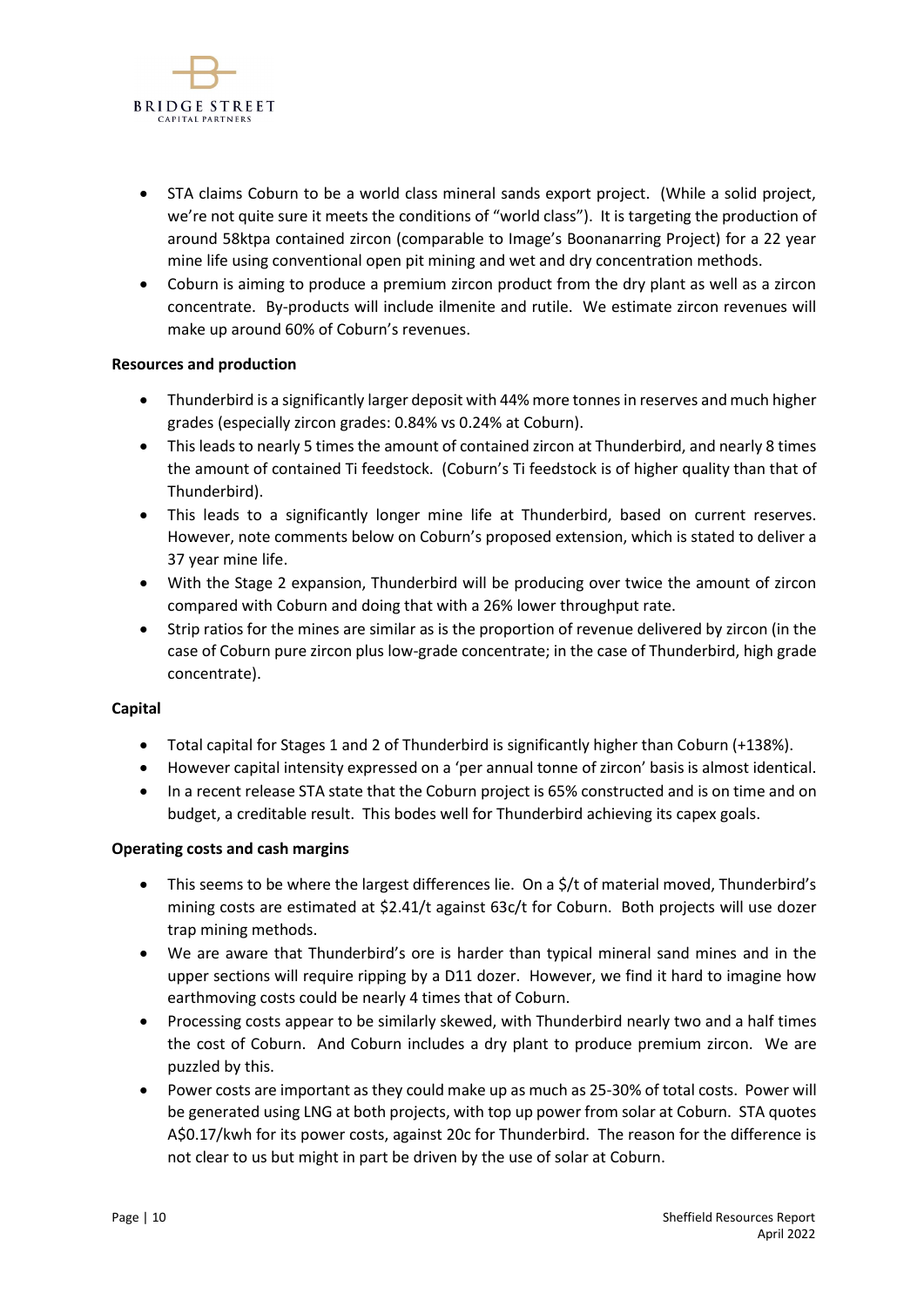- STA claims Coburn to be a world class mineral sands export project. (While a solid project, we're not quite sure it meets the conditions of "world class"). It is targeting the production of around 58ktpa contained zircon (comparable to Image's Boonanarring Project) for a 22 year mine life using conventional open pit mining and wet and dry concentration methods.
- Coburn is aiming to produce a premium zircon product from the dry plant as well as a zircon concentrate. By-products will include ilmenite and rutile. We estimate zircon revenues will make up around 60% of Coburn's revenues.

**Resources and production**

- Thunderbird is a significantly larger deposit with 44% more tonnes in reserves and much higher grades (especially zircon grades: 0.84% vs 0.24% at Coburn).
- This leads to nearly 5 times the amount of contained zircon at Thunderbird, and nearly 8 times the amount of contained Ti feedstock. (Coburn's Ti feedstock is of higher quality than that of Thunderbird).
- This leads to a significantly longer mine life at Thunderbird, based on current reserves. However, note comments below on Coburn's proposed extension, which is stated to deliver a 37 year mine life.
- With the Stage 2 expansion, Thunderbird will be producing over twice the amount of zircon compared with Coburn and doing that with a 26% lower throughput rate.
- Strip ratios for the mines are similar as is the proportion of revenue delivered by zircon (in the case of Coburn pure zircon plus low-grade concentrate; in the case of Thunderbird, high grade concentrate).

**Capital**

- Total capital for Stages 1 and 2 of Thunderbird is significantly higher than Coburn (+138%).
- However capital intensity expressed on a 'per annual tonne of zircon' basis is almost identical.
- In a recent release STA state that the Coburn project is 65% constructed and is on time and on budget, a creditable result. This bodes well for Thunderbird achieving its capex goals.

**Operating costs and cash margins**

- This seems to be where the largest differences lie. On a $/t of material moved, Thunderbird's mining costs are estimated at $2.41/t against 63c/t for Coburn. Both projects will use dozer trap mining methods.
- We are aware that Thunderbird's ore is harder than typical mineral sand mines and in the upper sections will require ripping by a D11 dozer. However, we find it hard to imagine how earthmoving costs could be nearly 4 times that of Coburn.
- Processing costs appear to be similarly skewed, with Thunderbird nearly two and a half times the cost of Coburn. And Coburn includes a dry plant to produce premium zircon. We are puzzled by this.
- Power costs are important as they could make up as much as 25-30% of total costs. Power will be generated using LNG at both projects, with top up power from solar at Coburn. STA quotes A$0.17/kwh for its power costs, against 20c for Thunderbird. The reason for the difference is not clear to us but might in part be driven by the use of solar at Coburn.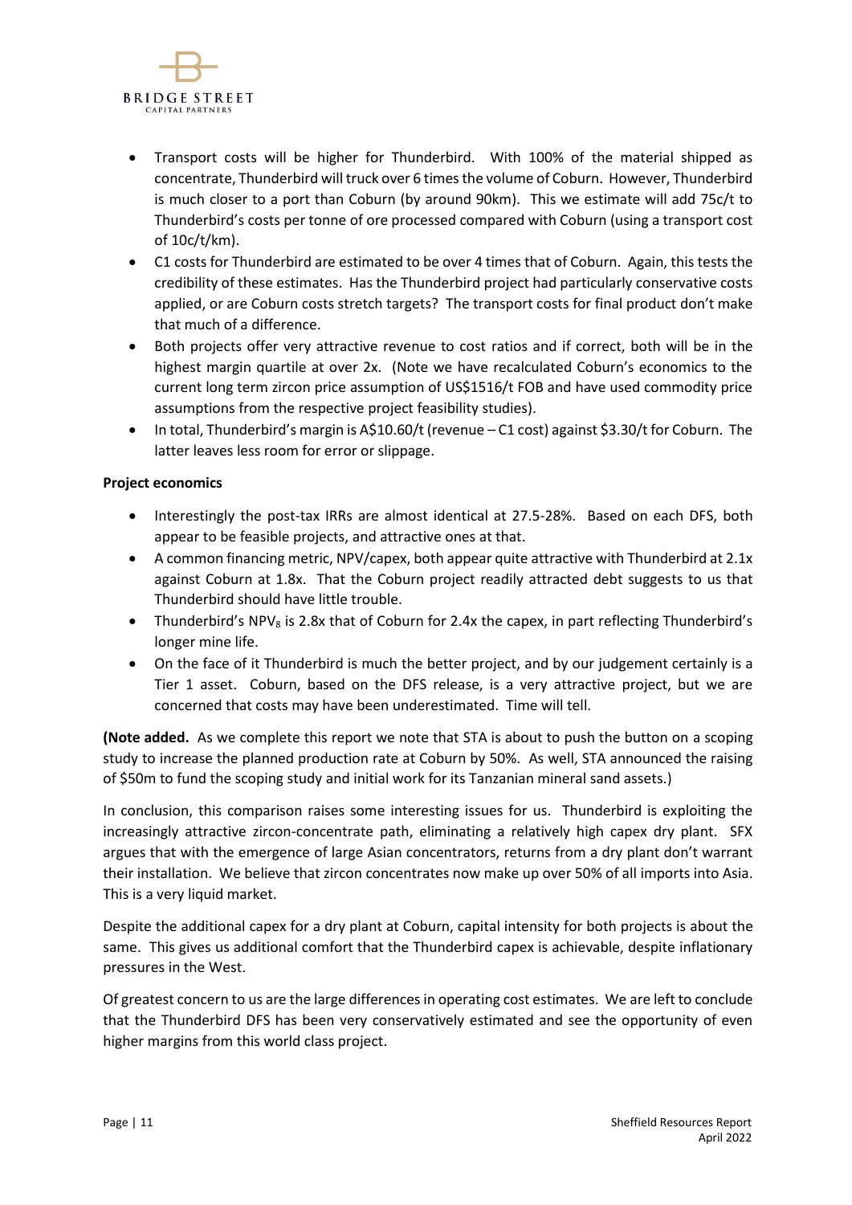- Transport costs will be higher for Thunderbird. With 100% of the material shipped as concentrate, Thunderbird will truck over 6 times the volume of Coburn. However, Thunderbird is much closer to a port than Coburn (by around 90km). This we estimate will add 75c/t to Thunderbird's costs per tonne of ore processed compared with Coburn (using a transport cost of 10c/t/km).
- C1 costs for Thunderbird are estimated to be over 4 times that of Coburn. Again, this tests the credibility of these estimates. Has the Thunderbird project had particularly conservative costs applied, or are Coburn costs stretch targets? The transport costs for final product don't make that much of a difference.
- Both projects offer very attractive revenue to cost ratios and if correct, both will be in the highest margin quartile at over 2x. (Note we have recalculated Coburn's economics to the current long term zircon price assumption of US$1516/t FOB and have used commodity price assumptions from the respective project feasibility studies).
- In total, Thunderbird's margin is A$10.60/t (revenue – C1 cost) against $3.30/t for Coburn. The latter leaves less room for error or slippage.

**Project economics**

- Interestingly the post-tax IRRs are almost identical at 27.5-28%. Based on each DFS, both appear to be feasible projects, and attractive ones at that.
- A common financing metric, NPV/capex, both appear quite attractive with Thunderbird at 2.1x against Coburn at 1.8x. That the Coburn project readily attracted debt suggests to us that Thunderbird should have little trouble.
- Thunderbird's $NPV_8$ is 2.8x that of Coburn for 2.4x the capex, in part reflecting Thunderbird's longer mine life.
- On the face of it Thunderbird is much the better project, and by our judgement certainly is a Tier 1 asset. Coburn, based on the DFS release, is a very attractive project, but we are concerned that costs may have been underestimated. Time will tell.

**(Note added.** As we complete this report we note that STA is about to push the button on a scoping study to increase the planned production rate at Coburn by 50%. As well, STA announced the raising of $50m to fund the scoping study and initial work for its Tanzanian mineral sand assets.)

In conclusion, this comparison raises some interesting issues for us. Thunderbird is exploiting the increasingly attractive zircon-concentrate path, eliminating a relatively high capex dry plant. SFX argues that with the emergence of large Asian concentrators, returns from a dry plant don't warrant their installation. We believe that zircon concentrates now make up over 50% of all imports into Asia. This is a very liquid market.

Despite the additional capex for a dry plant at Coburn, capital intensity for both projects is about the same. This gives us additional comfort that the Thunderbird capex is achievable, despite inflationary pressures in the West.

Of greatest concern to us are the large differences in operating cost estimates. We are left to conclude that the Thunderbird DFS has been very conservatively estimated and see the opportunity of even higher margins from this world class project.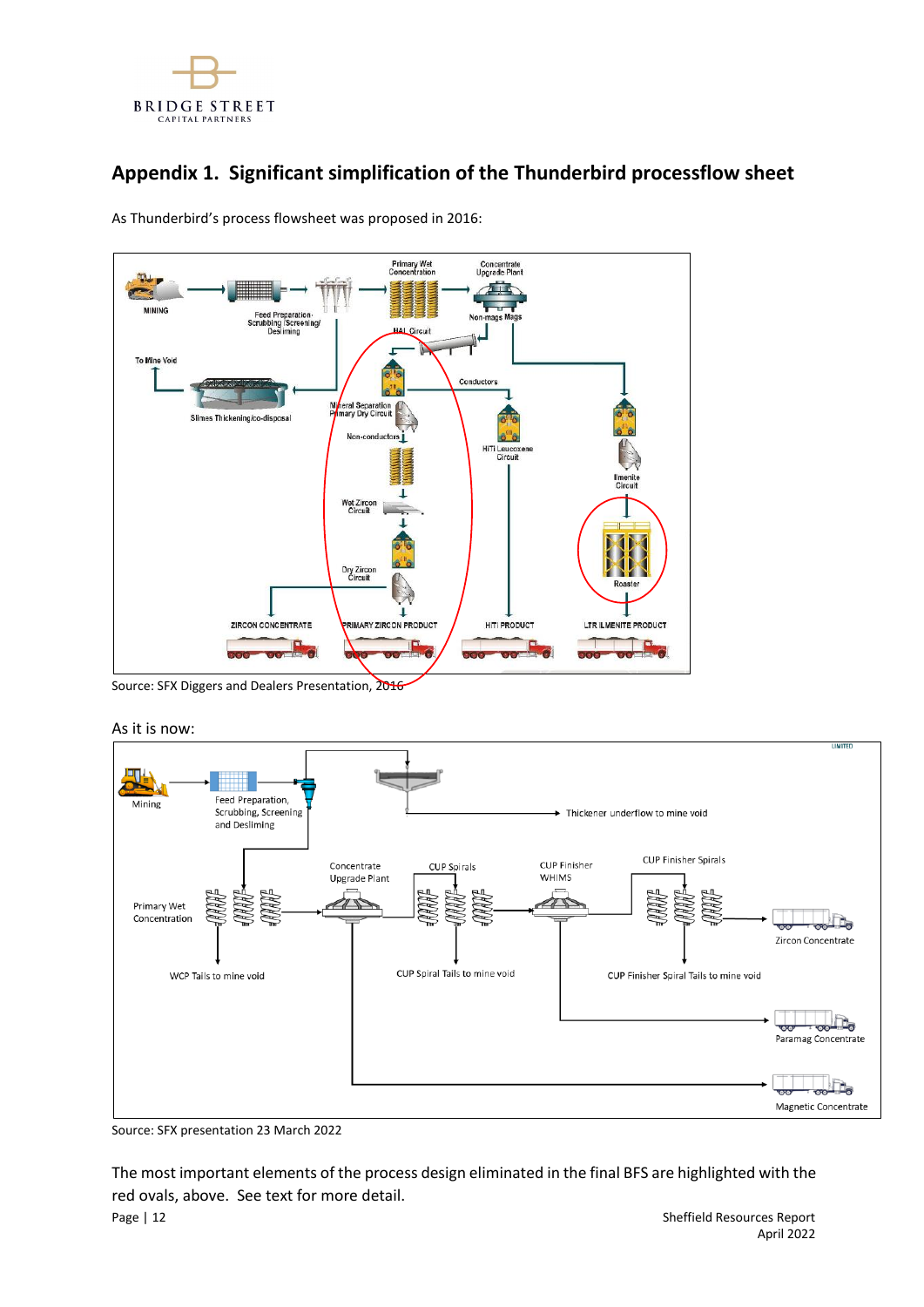## Appendix 1. Significant simplification of the Thunderbird processflow sheet

As Thunderbird's process flowsheet was proposed in 2016:

Source: SFX Diggers and Dealers Presentation, 2016

As it is now:

Source: SFX presentation 23 March 2022

The most important elements of the process design eliminated in the final BFS are highlighted with the red ovals, above. See text for more detail.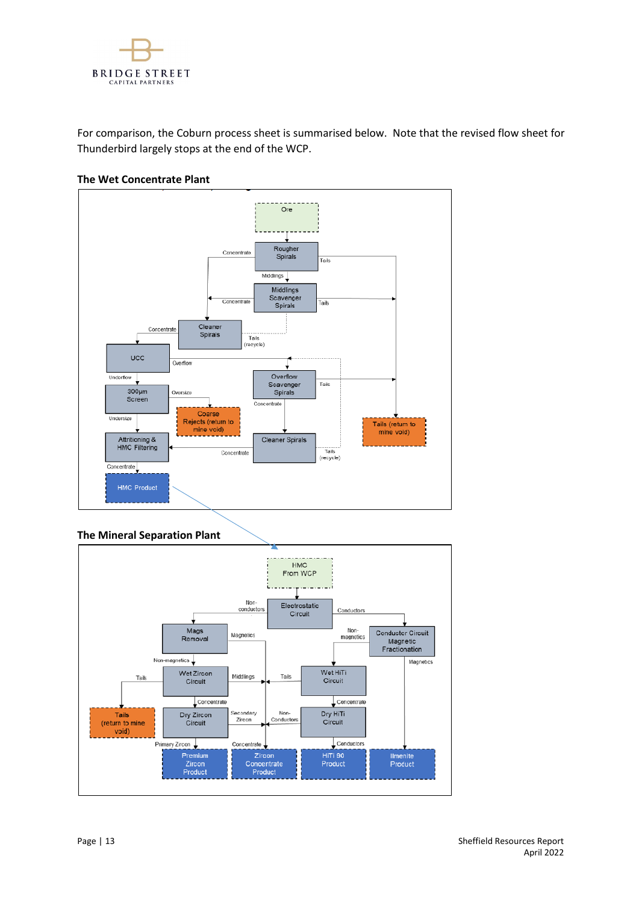For comparison, the Coburn process sheet is summarised below. Note that the revised flow sheet for Thunderbird largely stops at the end of the WCP.

### The Wet Concentrate Plant

### The Mineral Separation Plant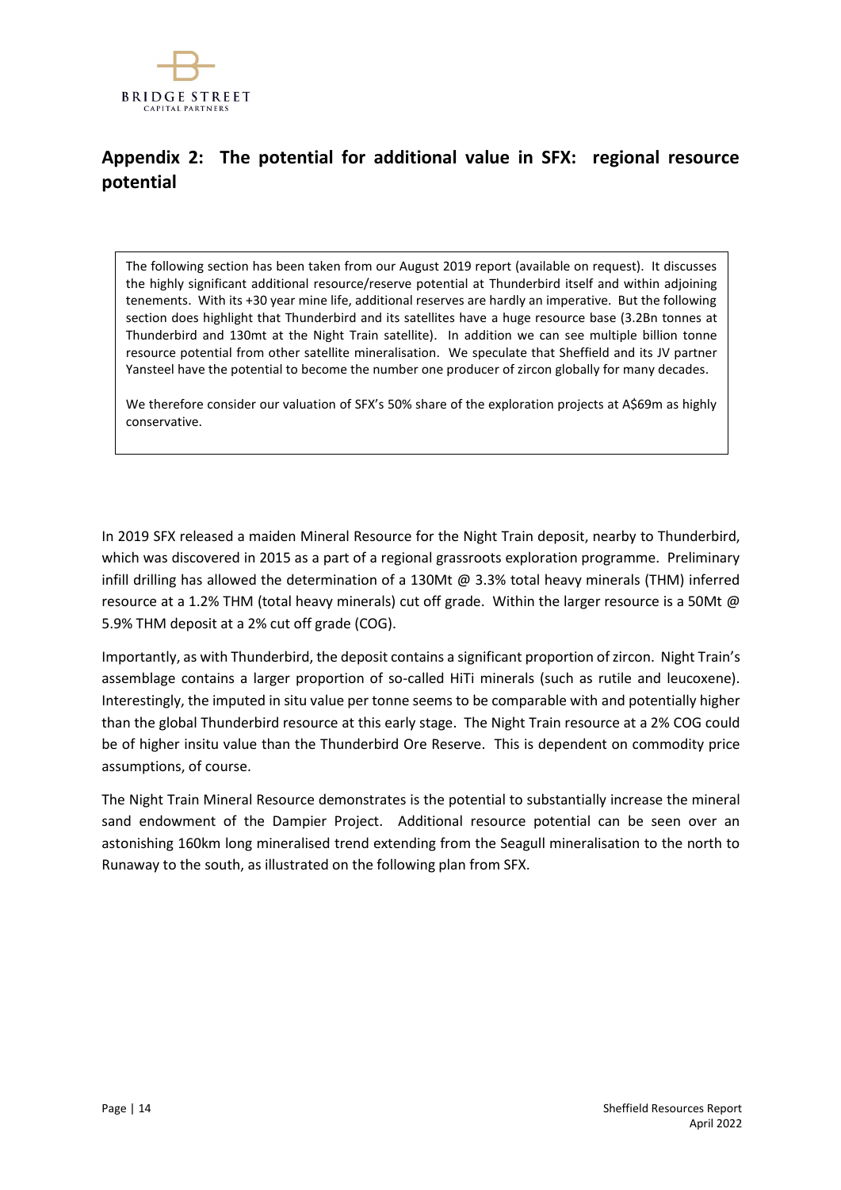## Appendix 2: The potential for additional value in SFX: regional resource potential

> The following section has been taken from our August 2019 report (available on request). It discusses the highly significant additional resource/reserve potential at Thunderbird itself and within adjoining tenements. With its +30 year mine life, additional reserves are hardly an imperative. But the following section does highlight that Thunderbird and its satellites have a huge resource base (3.2Bn tonnes at Thunderbird and 130mt at the Night Train satellite). In addition we can see multiple billion tonne resource potential from other satellite mineralisation. We speculate that Sheffield and its JV partner Yansteel have the potential to become the number one producer of zircon globally for many decades.
>
> We therefore consider our valuation of SFX's 50% share of the exploration projects at A$69m as highly conservative.

In 2019 SFX released a maiden Mineral Resource for the Night Train deposit, nearby to Thunderbird, which was discovered in 2015 as a part of a regional grassroots exploration programme. Preliminary infill drilling has allowed the determination of a 130Mt @ 3.3% total heavy minerals (THM) inferred resource at a 1.2% THM (total heavy minerals) cut off grade. Within the larger resource is a 50Mt @ 5.9% THM deposit at a 2% cut off grade (COG).

Importantly, as with Thunderbird, the deposit contains a significant proportion of zircon. Night Train's assemblage contains a larger proportion of so-called HiTi minerals (such as rutile and leucoxene). Interestingly, the imputed in situ value per tonne seems to be comparable with and potentially higher than the global Thunderbird resource at this early stage. The Night Train resource at a 2% COG could be of higher insitu value than the Thunderbird Ore Reserve. This is dependent on commodity price assumptions, of course.

The Night Train Mineral Resource demonstrates is the potential to substantially increase the mineral sand endowment of the Dampier Project. Additional resource potential can be seen over an astonishing 160km long mineralised trend extending from the Seagull mineralisation to the north to Runaway to the south, as illustrated on the following plan from SFX.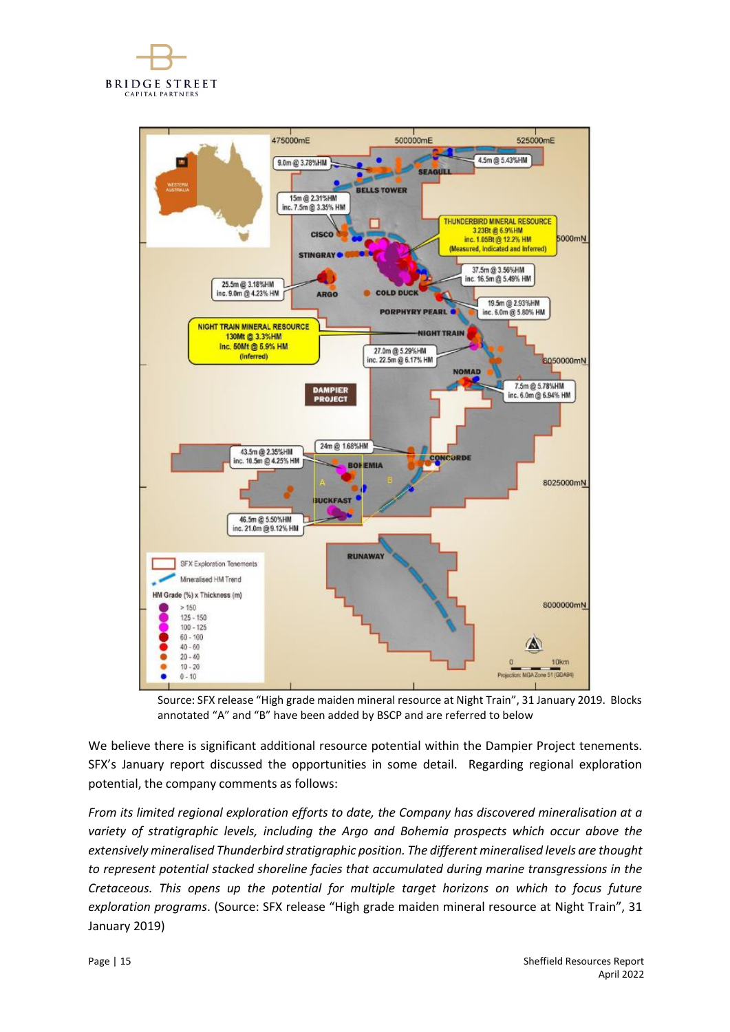Source: SFX release "High grade maiden mineral resource at Night Train", 31 January 2019. Blocks annotated "A" and "B" have been added by BSCP and are referred to below

We believe there is significant additional resource potential within the Dampier Project tenements. SFX's January report discussed the opportunities in some detail. Regarding regional exploration potential, the company comments as follows:

*From its limited regional exploration efforts to date, the Company has discovered mineralisation at a variety of stratigraphic levels, including the Argo and Bohemia prospects which occur above the extensively mineralised Thunderbird stratigraphic position. The different mineralised levels are thought to represent potential stacked shoreline facies that accumulated during marine transgressions in the Cretaceous. This opens up the potential for multiple target horizons on which to focus future exploration programs*. (Source: SFX release "High grade maiden mineral resource at Night Train", 31 January 2019)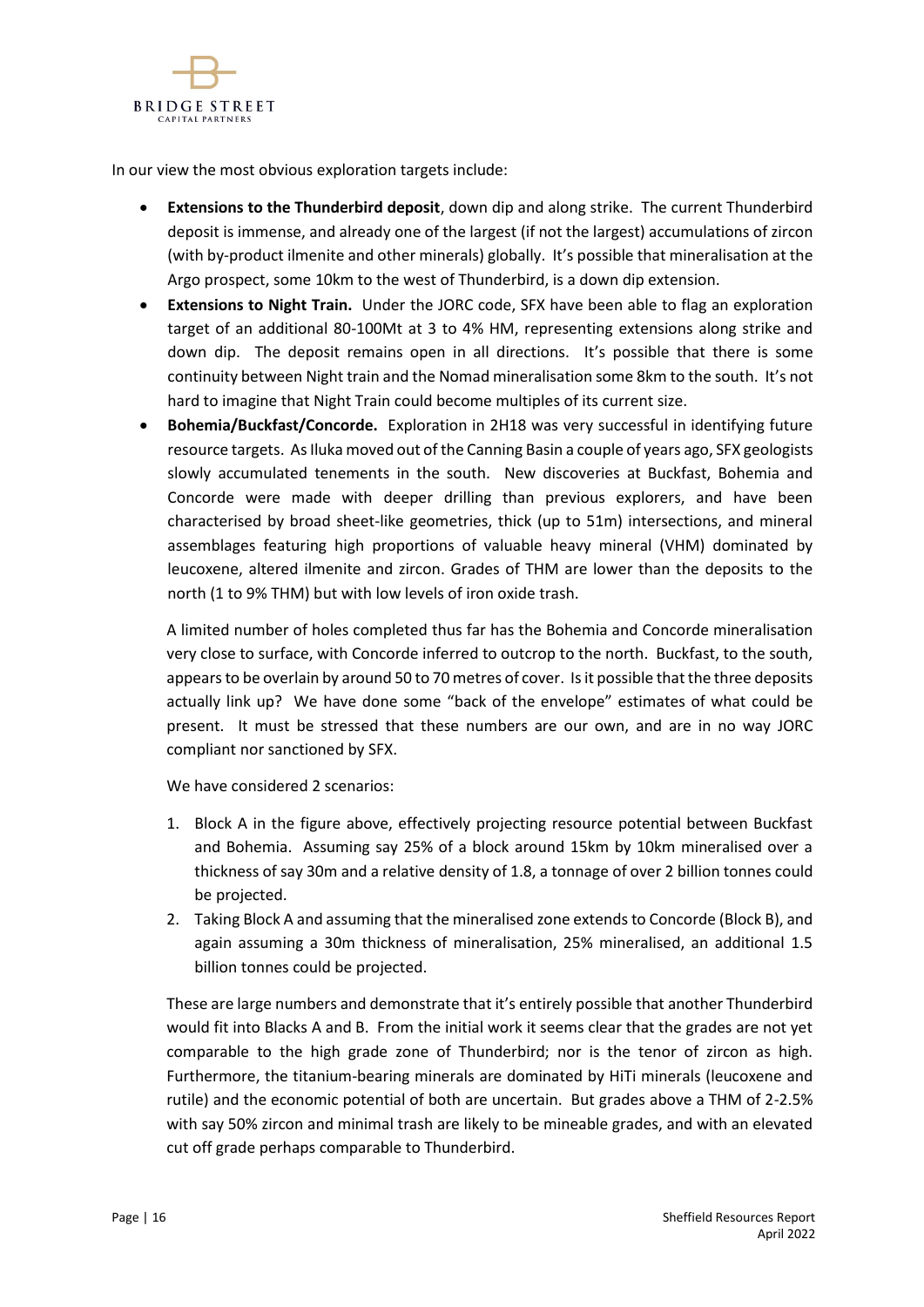In our view the most obvious exploration targets include:

- **Extensions to the Thunderbird deposit**, down dip and along strike. The current Thunderbird deposit is immense, and already one of the largest (if not the largest) accumulations of zircon (with by-product ilmenite and other minerals) globally. It's possible that mineralisation at the Argo prospect, some 10km to the west of Thunderbird, is a down dip extension.
- **Extensions to Night Train.** Under the JORC code, SFX have been able to flag an exploration target of an additional 80-100Mt at 3 to 4% HM, representing extensions along strike and down dip. The deposit remains open in all directions. It's possible that there is some continuity between Night train and the Nomad mineralisation some 8km to the south. It's not hard to imagine that Night Train could become multiples of its current size.
- **Bohemia/Buckfast/Concorde.** Exploration in 2H18 was very successful in identifying future resource targets. As Iluka moved out of the Canning Basin a couple of years ago, SFX geologists slowly accumulated tenements in the south. New discoveries at Buckfast, Bohemia and Concorde were made with deeper drilling than previous explorers, and have been characterised by broad sheet-like geometries, thick (up to 51m) intersections, and mineral assemblages featuring high proportions of valuable heavy mineral (VHM) dominated by leucoxene, altered ilmenite and zircon. Grades of THM are lower than the deposits to the north (1 to 9% THM) but with low levels of iron oxide trash.

  A limited number of holes completed thus far has the Bohemia and Concorde mineralisation very close to surface, with Concorde inferred to outcrop to the north. Buckfast, to the south, appears to be overlain by around 50 to 70 metres of cover. Is it possible that the three deposits actually link up? We have done some "back of the envelope" estimates of what could be present. It must be stressed that these numbers are our own, and are in no way JORC compliant nor sanctioned by SFX.

  We have considered 2 scenarios:

  1. Block A in the figure above, effectively projecting resource potential between Buckfast and Bohemia. Assuming say 25% of a block around 15km by 10km mineralised over a thickness of say 30m and a relative density of 1.8, a tonnage of over 2 billion tonnes could be projected.
  2. Taking Block A and assuming that the mineralised zone extends to Concorde (Block B), and again assuming a 30m thickness of mineralisation, 25% mineralised, an additional 1.5 billion tonnes could be projected.

  These are large numbers and demonstrate that it's entirely possible that another Thunderbird would fit into Blacks A and B. From the initial work it seems clear that the grades are not yet comparable to the high grade zone of Thunderbird; nor is the tenor of zircon as high. Furthermore, the titanium-bearing minerals are dominated by HiTi minerals (leucoxene and rutile) and the economic potential of both are uncertain. But grades above a THM of 2-2.5% with say 50% zircon and minimal trash are likely to be mineable grades, and with an elevated cut off grade perhaps comparable to Thunderbird.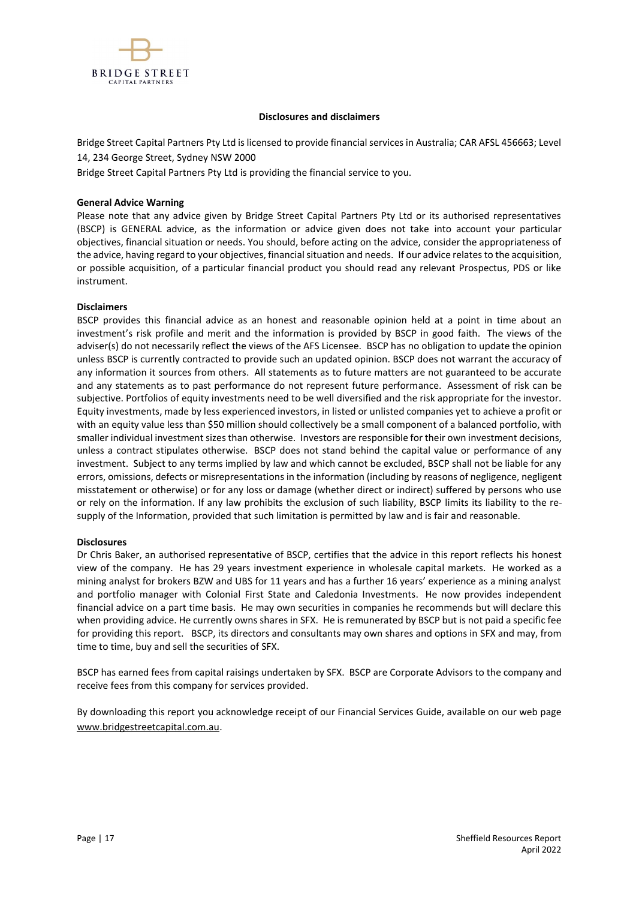## Disclosures and disclaimers

Bridge Street Capital Partners Pty Ltd is licensed to provide financial services in Australia; CAR AFSL 456663; Level 14, 234 George Street, Sydney NSW 2000

Bridge Street Capital Partners Pty Ltd is providing the financial service to you.

### General Advice Warning

Please note that any advice given by Bridge Street Capital Partners Pty Ltd or its authorised representatives (BSCP) is GENERAL advice, as the information or advice given does not take into account your particular objectives, financial situation or needs. You should, before acting on the advice, consider the appropriateness of the advice, having regard to your objectives, financial situation and needs. If our advice relates to the acquisition, or possible acquisition, of a particular financial product you should read any relevant Prospectus, PDS or like instrument.

### Disclaimers

BSCP provides this financial advice as an honest and reasonable opinion held at a point in time about an investment's risk profile and merit and the information is provided by BSCP in good faith. The views of the adviser(s) do not necessarily reflect the views of the AFS Licensee. BSCP has no obligation to update the opinion unless BSCP is currently contracted to provide such an updated opinion. BSCP does not warrant the accuracy of any information it sources from others. All statements as to future matters are not guaranteed to be accurate and any statements as to past performance do not represent future performance. Assessment of risk can be subjective. Portfolios of equity investments need to be well diversified and the risk appropriate for the investor. Equity investments, made by less experienced investors, in listed or unlisted companies yet to achieve a profit or with an equity value less than $50 million should collectively be a small component of a balanced portfolio, with smaller individual investment sizes than otherwise. Investors are responsible for their own investment decisions, unless a contract stipulates otherwise. BSCP does not stand behind the capital value or performance of any investment. Subject to any terms implied by law and which cannot be excluded, BSCP shall not be liable for any errors, omissions, defects or misrepresentations in the information (including by reasons of negligence, negligent misstatement or otherwise) or for any loss or damage (whether direct or indirect) suffered by persons who use or rely on the information. If any law prohibits the exclusion of such liability, BSCP limits its liability to the re-supply of the Information, provided that such limitation is permitted by law and is fair and reasonable.

### Disclosures

Dr Chris Baker, an authorised representative of BSCP, certifies that the advice in this report reflects his honest view of the company. He has 29 years investment experience in wholesale capital markets. He worked as a mining analyst for brokers BZW and UBS for 11 years and has a further 16 years' experience as a mining analyst and portfolio manager with Colonial First State and Caledonia Investments. He now provides independent financial advice on a part time basis. He may own securities in companies he recommends but will declare this when providing advice. He currently owns shares in SFX. He is remunerated by BSCP but is not paid a specific fee for providing this report. BSCP, its directors and consultants may own shares and options in SFX and may, from time to time, buy and sell the securities of SFX.

BSCP has earned fees from capital raisings undertaken by SFX. BSCP are Corporate Advisors to the company and receive fees from this company for services provided.

By downloading this report you acknowledge receipt of our Financial Services Guide, available on our web page www.bridgestreetcapital.com.au.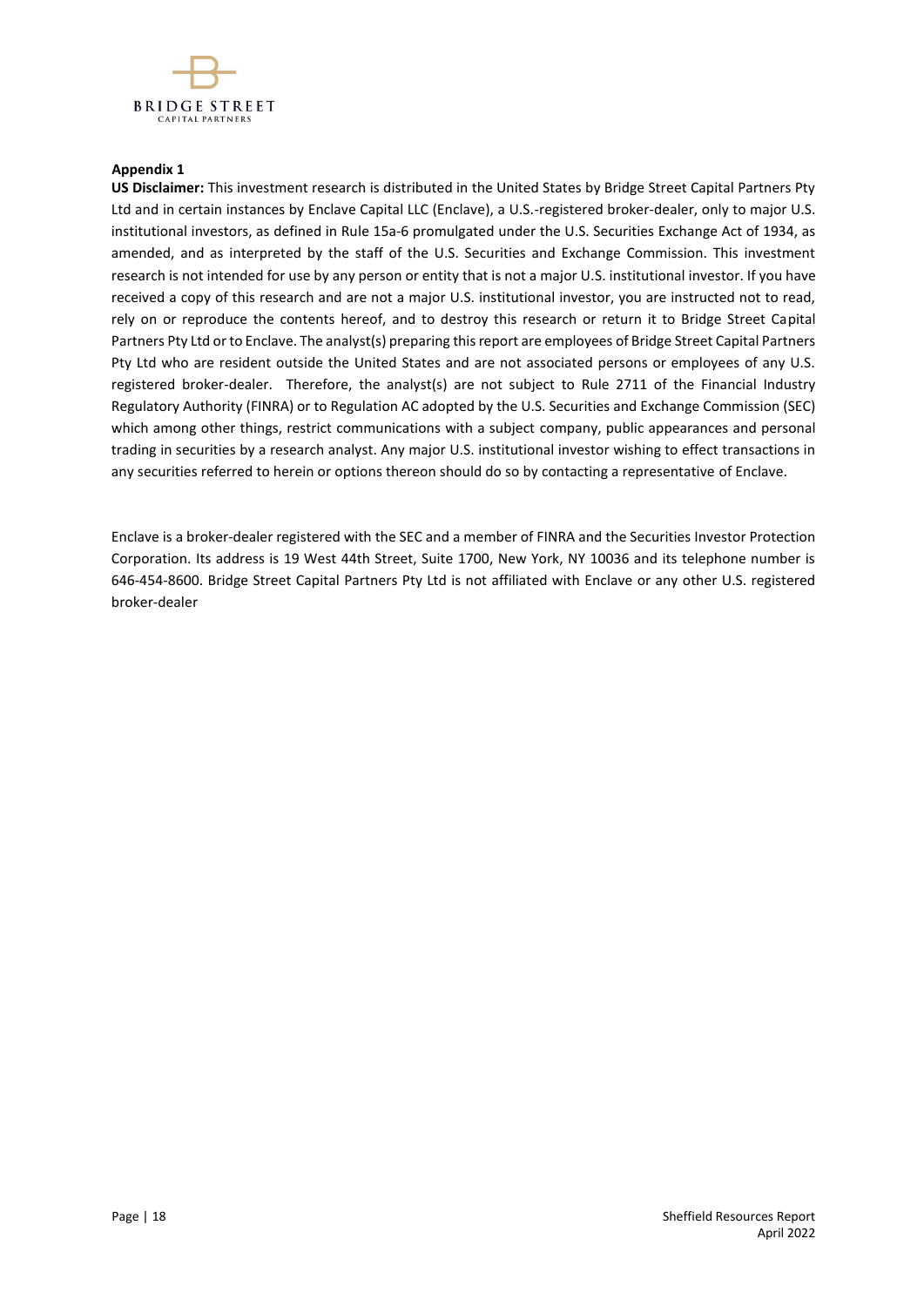**Appendix 1**

**US Disclaimer:** This investment research is distributed in the United States by Bridge Street Capital Partners Pty Ltd and in certain instances by Enclave Capital LLC (Enclave), a U.S.-registered broker-dealer, only to major U.S. institutional investors, as defined in Rule 15a-6 promulgated under the U.S. Securities Exchange Act of 1934, as amended, and as interpreted by the staff of the U.S. Securities and Exchange Commission. This investment research is not intended for use by any person or entity that is not a major U.S. institutional investor. If you have received a copy of this research and are not a major U.S. institutional investor, you are instructed not to read, rely on or reproduce the contents hereof, and to destroy this research or return it to Bridge Street Capital Partners Pty Ltd or to Enclave. The analyst(s) preparing this report are employees of Bridge Street Capital Partners Pty Ltd who are resident outside the United States and are not associated persons or employees of any U.S. registered broker-dealer. Therefore, the analyst(s) are not subject to Rule 2711 of the Financial Industry Regulatory Authority (FINRA) or to Regulation AC adopted by the U.S. Securities and Exchange Commission (SEC) which among other things, restrict communications with a subject company, public appearances and personal trading in securities by a research analyst. Any major U.S. institutional investor wishing to effect transactions in any securities referred to herein or options thereon should do so by contacting a representative of Enclave.

Enclave is a broker-dealer registered with the SEC and a member of FINRA and the Securities Investor Protection Corporation. Its address is 19 West 44th Street, Suite 1700, New York, NY 10036 and its telephone number is 646-454-8600. Bridge Street Capital Partners Pty Ltd is not affiliated with Enclave or any other U.S. registered broker-dealer